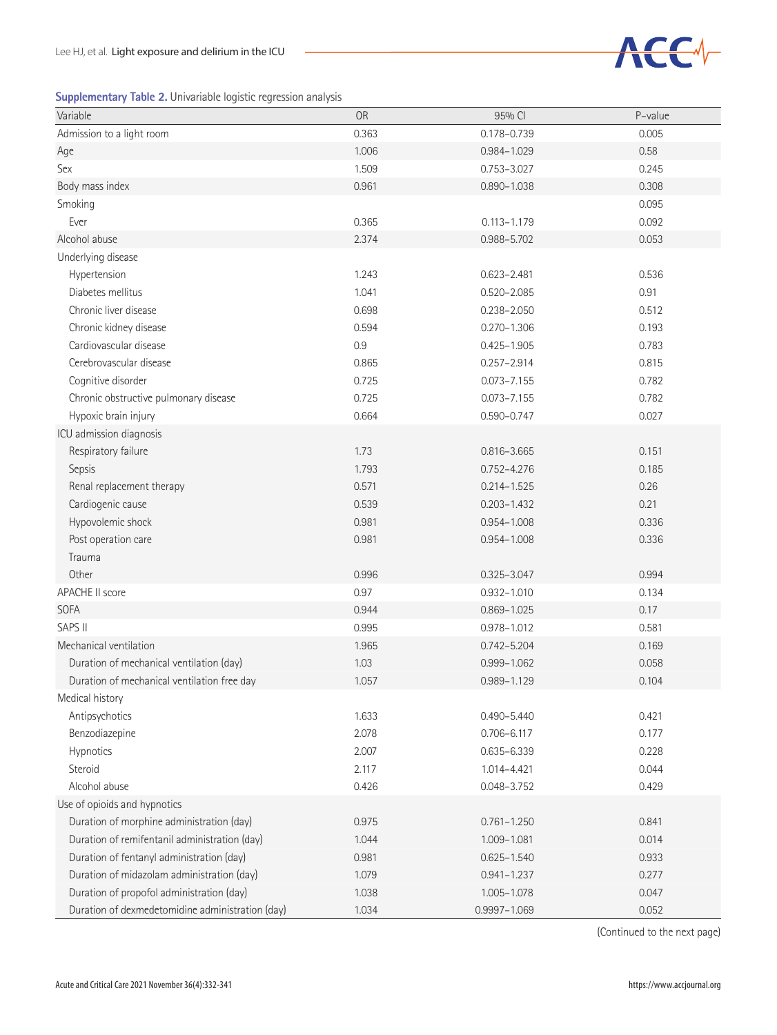**Supplementary Table 2.** Univariable logistic regression analysis

| Variable | OR | 95% CI | P-value |
|---|---|---|---|
| Admission to a light room | 0.363 | 0.178–0.739 | 0.005 |
| Age | 1.006 | 0.984–1.029 | 0.58 |
| Sex | 1.509 | 0.753–3.027 | 0.245 |
| Body mass index | 0.961 | 0.890–1.038 | 0.308 |
| Smoking | | | 0.095 |
| Ever | 0.365 | 0.113–1.179 | 0.092 |
| Alcohol abuse | 2.374 | 0.988–5.702 | 0.053 |
| Underlying disease | | | |
| Hypertension | 1.243 | 0.623–2.481 | 0.536 |
| Diabetes mellitus | 1.041 | 0.520–2.085 | 0.91 |
| Chronic liver disease | 0.698 | 0.238–2.050 | 0.512 |
| Chronic kidney disease | 0.594 | 0.270–1.306 | 0.193 |
| Cardiovascular disease | 0.9 | 0.425–1.905 | 0.783 |
| Cerebrovascular disease | 0.865 | 0.257–2.914 | 0.815 |
| Cognitive disorder | 0.725 | 0.073–7.155 | 0.782 |
| Chronic obstructive pulmonary disease | 0.725 | 0.073–7.155 | 0.782 |
| Hypoxic brain injury | 0.664 | 0.590–0.747 | 0.027 |
| ICU admission diagnosis | | | |
| Respiratory failure | 1.73 | 0.816–3.665 | 0.151 |
| Sepsis | 1.793 | 0.752–4.276 | 0.185 |
| Renal replacement therapy | 0.571 | 0.214–1.525 | 0.26 |
| Cardiogenic cause | 0.539 | 0.203–1.432 | 0.21 |
| Hypovolemic shock | 0.981 | 0.954–1.008 | 0.336 |
| Post operation care | 0.981 | 0.954–1.008 | 0.336 |
| Trauma | | | |
| Other | 0.996 | 0.325–3.047 | 0.994 |
| APACHE II score | 0.97 | 0.932–1.010 | 0.134 |
| SOFA | 0.944 | 0.869–1.025 | 0.17 |
| SAPS II | 0.995 | 0.978–1.012 | 0.581 |
| Mechanical ventilation | 1.965 | 0.742–5.204 | 0.169 |
| Duration of mechanical ventilation (day) | 1.03 | 0.999–1.062 | 0.058 |
| Duration of mechanical ventilation free day | 1.057 | 0.989–1.129 | 0.104 |
| Medical history | | | |
| Antipsychotics | 1.633 | 0.490–5.440 | 0.421 |
| Benzodiazepine | 2.078 | 0.706–6.117 | 0.177 |
| Hypnotics | 2.007 | 0.635–6.339 | 0.228 |
| Steroid | 2.117 | 1.014–4.421 | 0.044 |
| Alcohol abuse | 0.426 | 0.048–3.752 | 0.429 |
| Use of opioids and hypnotics | | | |
| Duration of morphine administration (day) | 0.975 | 0.761–1.250 | 0.841 |
| Duration of remifentanil administration (day) | 1.044 | 1.009–1.081 | 0.014 |
| Duration of fentanyl administration (day) | 0.981 | 0.625–1.540 | 0.933 |
| Duration of midazolam administration (day) | 1.079 | 0.941–1.237 | 0.277 |
| Duration of propofol administration (day) | 1.038 | 1.005–1.078 | 0.047 |
| Duration of dexmedetomidine administration (day) | 1.034 | 0.9997–1.069 | 0.052 |

(Continued to the next page)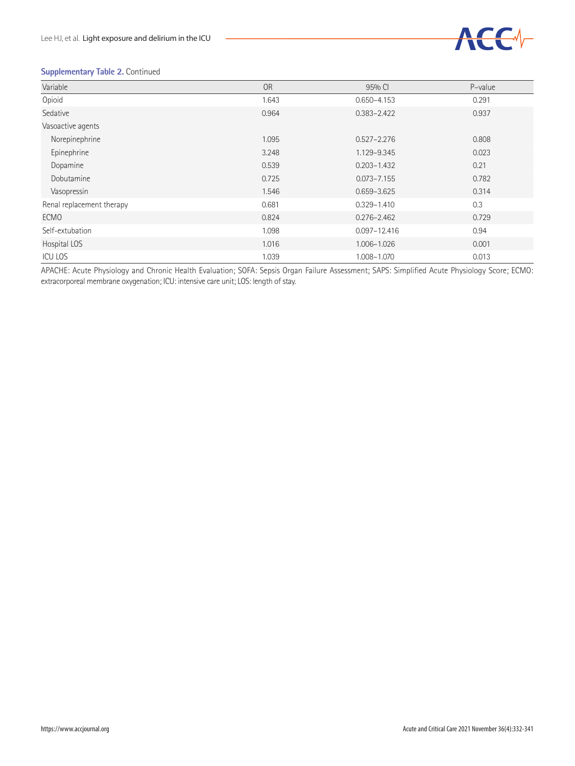**Supplementary Table 2.** Continued

| Variable | OR | 95% CI | P-value |
|---|---|---|---|
| Opioid | 1.643 | 0.650–4.153 | 0.291 |
| Sedative | 0.964 | 0.383–2.422 | 0.937 |
| Vasoactive agents | | | |
| Norepinephrine | 1.095 | 0.527–2.276 | 0.808 |
| Epinephrine | 3.248 | 1.129–9.345 | 0.023 |
| Dopamine | 0.539 | 0.203–1.432 | 0.21 |
| Dobutamine | 0.725 | 0.073–7.155 | 0.782 |
| Vasopressin | 1.546 | 0.659–3.625 | 0.314 |
| Renal replacement therapy | 0.681 | 0.329–1.410 | 0.3 |
| ECMO | 0.824 | 0.276–2.462 | 0.729 |
| Self-extubation | 1.098 | 0.097–12.416 | 0.94 |
| Hospital LOS | 1.016 | 1.006–1.026 | 0.001 |
| ICU LOS | 1.039 | 1.008–1.070 | 0.013 |

APACHE: Acute Physiology and Chronic Health Evaluation; SOFA: Sepsis Organ Failure Assessment; SAPS: Simplified Acute Physiology Score; ECMO: extracorporeal membrane oxygenation; ICU: intensive care unit; LOS: length of stay.